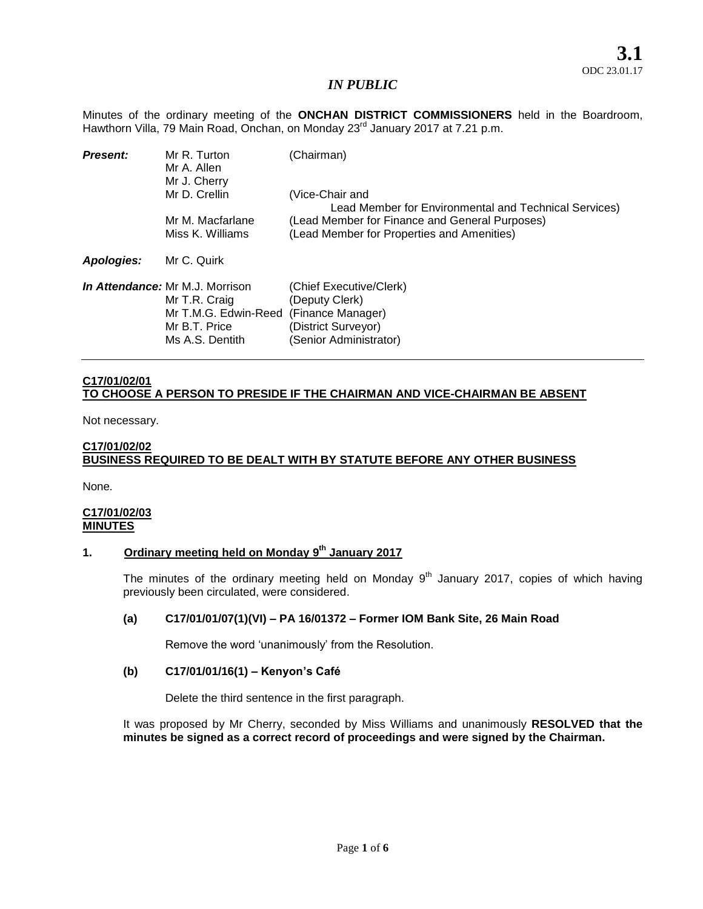**3.1**
ODC 23.01.17

*IN PUBLIC*

Minutes of the ordinary meeting of the **ONCHAN DISTRICT COMMISSIONERS** held in the Boardroom, Hawthorn Villa, 79 Main Road, Onchan, on Monday 23rd January 2017 at 7.21 p.m.

| | | |
|---|---|---|
| ***Present:*** | Mr R. Turton | (Chairman) |
| | Mr A. Allen | |
| | Mr J. Cherry | |
| | Mr D. Crellin | (Vice-Chair and Lead Member for Environmental and Technical Services) |
| | Mr M. Macfarlane | (Lead Member for Finance and General Purposes) |
| | Miss K. Williams | (Lead Member for Properties and Amenities) |
| ***Apologies:*** | Mr C. Quirk | |
| ***In Attendance:*** | Mr M.J. Morrison | (Chief Executive/Clerk) |
| | Mr T.R. Craig | (Deputy Clerk) |
| | Mr T.M.G. Edwin-Reed | (Finance Manager) |
| | Mr B.T. Price | (District Surveyor) |
| | Ms A.S. Dentith | (Senior Administrator) |

---

**C17/01/02/01**
**TO CHOOSE A PERSON TO PRESIDE IF THE CHAIRMAN AND VICE-CHAIRMAN BE ABSENT**

Not necessary.

**C17/01/02/02**
**BUSINESS REQUIRED TO BE DEALT WITH BY STATUTE BEFORE ANY OTHER BUSINESS**

None.

**C17/01/02/03**
**MINUTES**

**1. Ordinary meeting held on Monday 9th January 2017**

The minutes of the ordinary meeting held on Monday 9th January 2017, copies of which having previously been circulated, were considered.

**(a) C17/01/01/07(1)(VI) – PA 16/01372 – Former IOM Bank Site, 26 Main Road**

Remove the word 'unanimously' from the Resolution.

**(b) C17/01/01/16(1) – Kenyon's Café**

Delete the third sentence in the first paragraph.

It was proposed by Mr Cherry, seconded by Miss Williams and unanimously **RESOLVED that the minutes be signed as a correct record of proceedings and were signed by the Chairman.**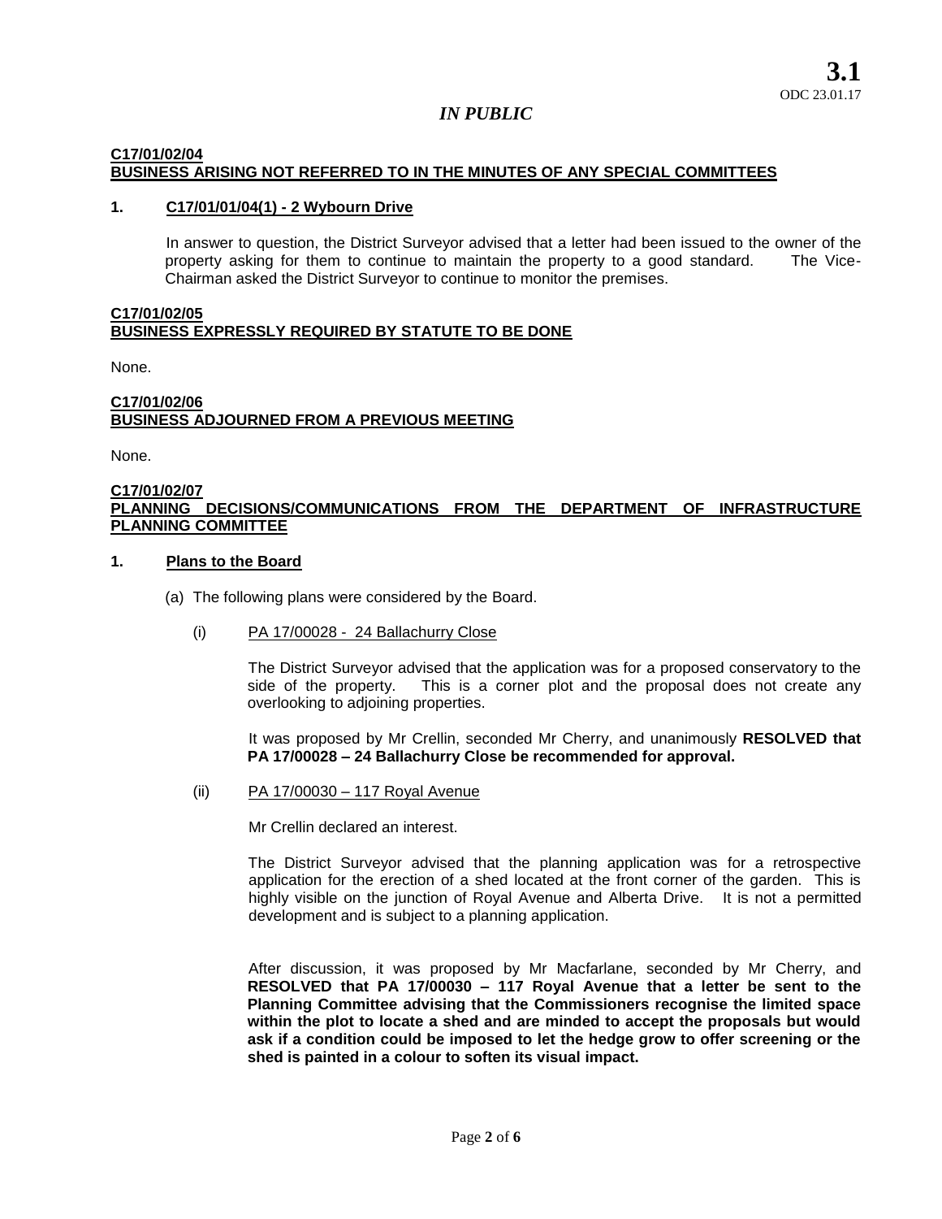## C17/01/02/04
## BUSINESS ARISING NOT REFERRED TO IN THE MINUTES OF ANY SPECIAL COMMITTEES

**1. C17/01/01/04(1) - 2 Wybourn Drive**

In answer to question, the District Surveyor advised that a letter had been issued to the owner of the property asking for them to continue to maintain the property to a good standard. The Vice-Chairman asked the District Surveyor to continue to monitor the premises.

## C17/01/02/05
## BUSINESS EXPRESSLY REQUIRED BY STATUTE TO BE DONE

None.

## C17/01/02/06
## BUSINESS ADJOURNED FROM A PREVIOUS MEETING

None.

## C17/01/02/07
## PLANNING DECISIONS/COMMUNICATIONS FROM THE DEPARTMENT OF INFRASTRUCTURE PLANNING COMMITTEE

**1. Plans to the Board**

(a) The following plans were considered by the Board.

(i) PA 17/00028 - 24 Ballachurry Close

The District Surveyor advised that the application was for a proposed conservatory to the side of the property. This is a corner plot and the proposal does not create any overlooking to adjoining properties.

It was proposed by Mr Crellin, seconded Mr Cherry, and unanimously **RESOLVED that PA 17/00028 – 24 Ballachurry Close be recommended for approval.**

(ii) PA 17/00030 – 117 Royal Avenue

Mr Crellin declared an interest.

The District Surveyor advised that the planning application was for a retrospective application for the erection of a shed located at the front corner of the garden. This is highly visible on the junction of Royal Avenue and Alberta Drive. It is not a permitted development and is subject to a planning application.

After discussion, it was proposed by Mr Macfarlane, seconded by Mr Cherry, and **RESOLVED that PA 17/00030 – 117 Royal Avenue that a letter be sent to the Planning Committee advising that the Commissioners recognise the limited space within the plot to locate a shed and are minded to accept the proposals but would ask if a condition could be imposed to let the hedge grow to offer screening or the shed is painted in a colour to soften its visual impact.**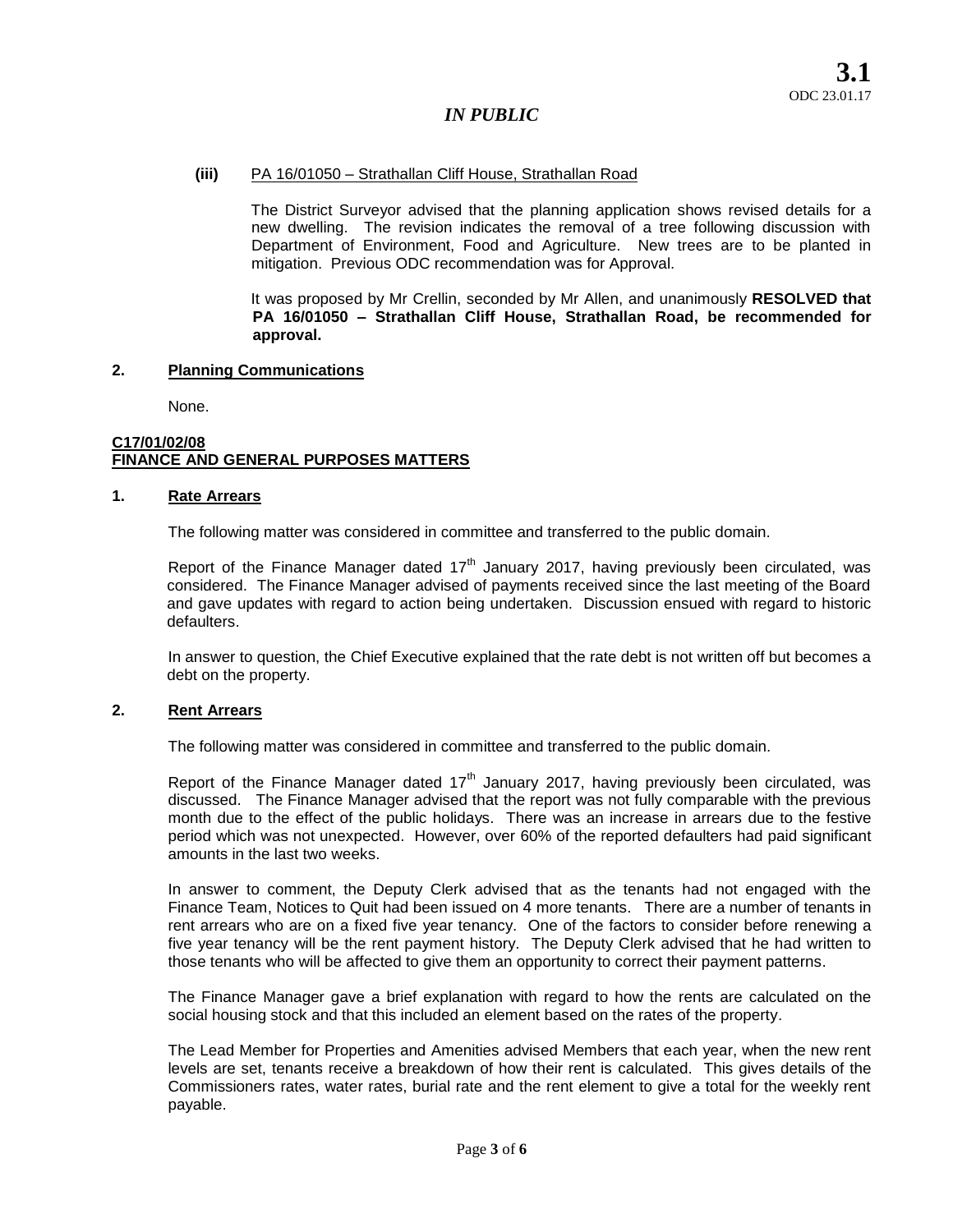**(iii)** PA 16/01050 – Strathallan Cliff House, Strathallan Road

The District Surveyor advised that the planning application shows revised details for a new dwelling. The revision indicates the removal of a tree following discussion with Department of Environment, Food and Agriculture. New trees are to be planted in mitigation. Previous ODC recommendation was for Approval.

It was proposed by Mr Crellin, seconded by Mr Allen, and unanimously **RESOLVED that PA 16/01050 – Strathallan Cliff House, Strathallan Road, be recommended for approval.**

**2. Planning Communications**

None.

**C17/01/02/08**
**FINANCE AND GENERAL PURPOSES MATTERS**

**1. Rate Arrears**

The following matter was considered in committee and transferred to the public domain.

Report of the Finance Manager dated 17th January 2017, having previously been circulated, was considered. The Finance Manager advised of payments received since the last meeting of the Board and gave updates with regard to action being undertaken. Discussion ensued with regard to historic defaulters.

In answer to question, the Chief Executive explained that the rate debt is not written off but becomes a debt on the property.

**2. Rent Arrears**

The following matter was considered in committee and transferred to the public domain.

Report of the Finance Manager dated 17th January 2017, having previously been circulated, was discussed. The Finance Manager advised that the report was not fully comparable with the previous month due to the effect of the public holidays. There was an increase in arrears due to the festive period which was not unexpected. However, over 60% of the reported defaulters had paid significant amounts in the last two weeks.

In answer to comment, the Deputy Clerk advised that as the tenants had not engaged with the Finance Team, Notices to Quit had been issued on 4 more tenants. There are a number of tenants in rent arrears who are on a fixed five year tenancy. One of the factors to consider before renewing a five year tenancy will be the rent payment history. The Deputy Clerk advised that he had written to those tenants who will be affected to give them an opportunity to correct their payment patterns.

The Finance Manager gave a brief explanation with regard to how the rents are calculated on the social housing stock and that this included an element based on the rates of the property.

The Lead Member for Properties and Amenities advised Members that each year, when the new rent levels are set, tenants receive a breakdown of how their rent is calculated. This gives details of the Commissioners rates, water rates, burial rate and the rent element to give a total for the weekly rent payable.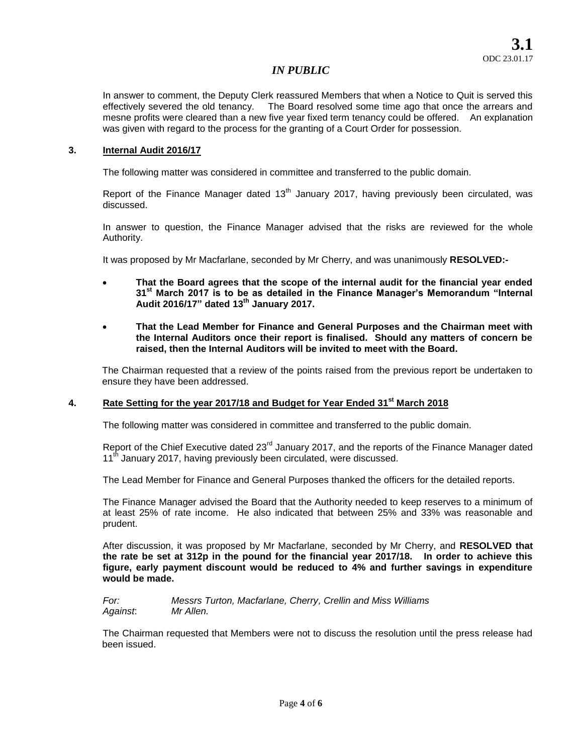*IN PUBLIC*

In answer to comment, the Deputy Clerk reassured Members that when a Notice to Quit is served this effectively severed the old tenancy. The Board resolved some time ago that once the arrears and mesne profits were cleared than a new five year fixed term tenancy could be offered. An explanation was given with regard to the process for the granting of a Court Order for possession.

## 3. Internal Audit 2016/17

The following matter was considered in committee and transferred to the public domain.

Report of the Finance Manager dated 13th January 2017, having previously been circulated, was discussed.

In answer to question, the Finance Manager advised that the risks are reviewed for the whole Authority.

It was proposed by Mr Macfarlane, seconded by Mr Cherry, and was unanimously **RESOLVED:-**

- **That the Board agrees that the scope of the internal audit for the financial year ended 31st March 2017 is to be as detailed in the Finance Manager's Memorandum "Internal Audit 2016/17" dated 13th January 2017.**
- **That the Lead Member for Finance and General Purposes and the Chairman meet with the Internal Auditors once their report is finalised. Should any matters of concern be raised, then the Internal Auditors will be invited to meet with the Board.**

The Chairman requested that a review of the points raised from the previous report be undertaken to ensure they have been addressed.

## 4. Rate Setting for the year 2017/18 and Budget for Year Ended 31st March 2018

The following matter was considered in committee and transferred to the public domain.

Report of the Chief Executive dated 23rd January 2017, and the reports of the Finance Manager dated 11th January 2017, having previously been circulated, were discussed.

The Lead Member for Finance and General Purposes thanked the officers for the detailed reports.

The Finance Manager advised the Board that the Authority needed to keep reserves to a minimum of at least 25% of rate income. He also indicated that between 25% and 33% was reasonable and prudent.

After discussion, it was proposed by Mr Macfarlane, seconded by Mr Cherry, and **RESOLVED that the rate be set at 312p in the pound for the financial year 2017/18. In order to achieve this figure, early payment discount would be reduced to 4% and further savings in expenditure would be made.**

*For:* *Messrs Turton, Macfarlane, Cherry, Crellin and Miss Williams*
*Against*: *Mr Allen.*

The Chairman requested that Members were not to discuss the resolution until the press release had been issued.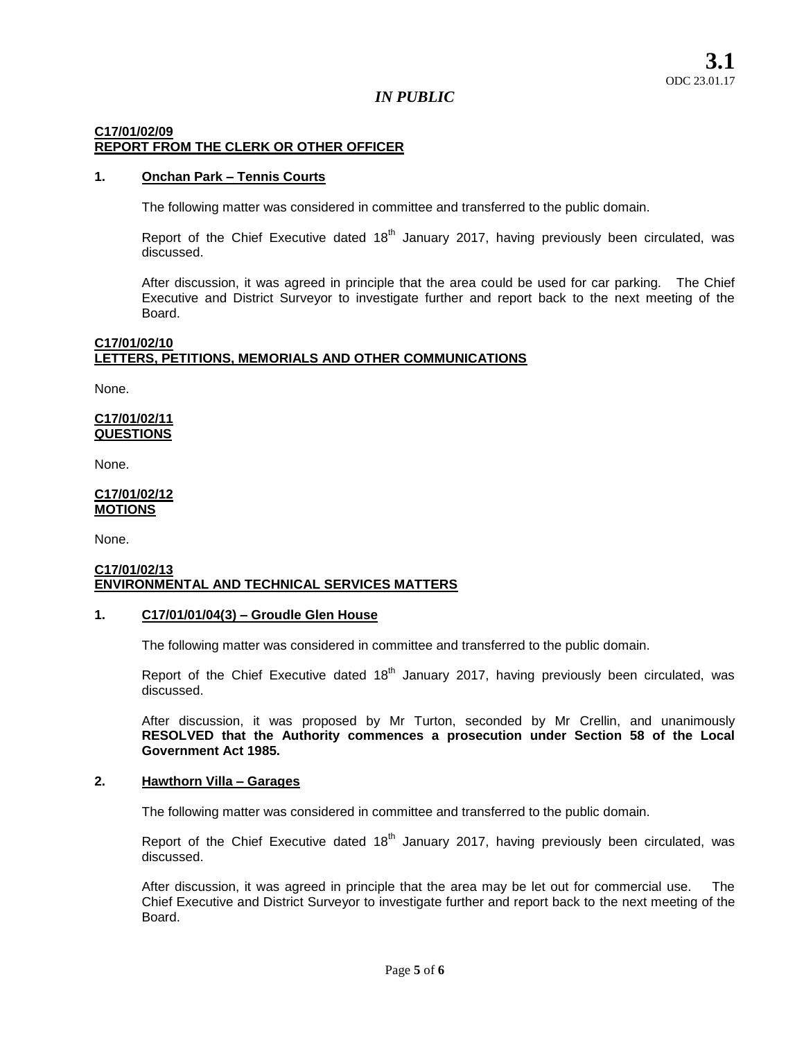**3.1**
ODC 23.01.17

*IN PUBLIC*

**C17/01/02/09**
**REPORT FROM THE CLERK OR OTHER OFFICER**

**1. Onchan Park – Tennis Courts**

The following matter was considered in committee and transferred to the public domain.

Report of the Chief Executive dated 18th January 2017, having previously been circulated, was discussed.

After discussion, it was agreed in principle that the area could be used for car parking. The Chief Executive and District Surveyor to investigate further and report back to the next meeting of the Board.

**C17/01/02/10**
**LETTERS, PETITIONS, MEMORIALS AND OTHER COMMUNICATIONS**

None.

**C17/01/02/11**
**QUESTIONS**

None.

**C17/01/02/12**
**MOTIONS**

None.

**C17/01/02/13**
**ENVIRONMENTAL AND TECHNICAL SERVICES MATTERS**

**1. C17/01/01/04(3) – Groudle Glen House**

The following matter was considered in committee and transferred to the public domain.

Report of the Chief Executive dated 18th January 2017, having previously been circulated, was discussed.

After discussion, it was proposed by Mr Turton, seconded by Mr Crellin, and unanimously **RESOLVED that the Authority commences a prosecution under Section 58 of the Local Government Act 1985.**

**2. Hawthorn Villa – Garages**

The following matter was considered in committee and transferred to the public domain.

Report of the Chief Executive dated 18th January 2017, having previously been circulated, was discussed.

After discussion, it was agreed in principle that the area may be let out for commercial use. The Chief Executive and District Surveyor to investigate further and report back to the next meeting of the Board.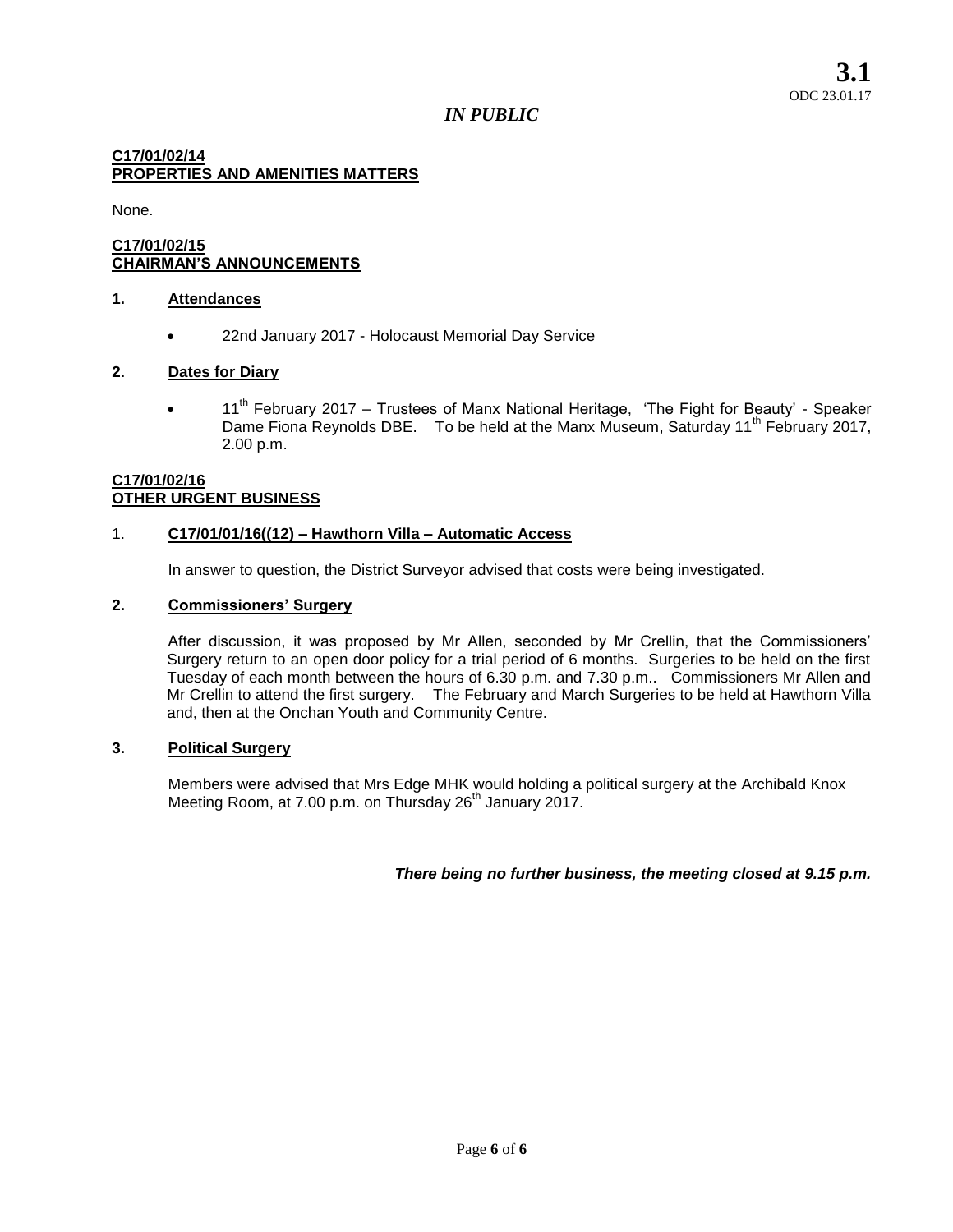**3.1**
ODC 23.01.17

*IN PUBLIC*

**C17/01/02/14**
**PROPERTIES AND AMENITIES MATTERS**

None.

**C17/01/02/15**
**CHAIRMAN'S ANNOUNCEMENTS**

**1. Attendances**

- 22nd January 2017 - Holocaust Memorial Day Service

**2. Dates for Diary**

- 11th February 2017 – Trustees of Manx National Heritage, 'The Fight for Beauty' - Speaker Dame Fiona Reynolds DBE. To be held at the Manx Museum, Saturday 11th February 2017, 2.00 p.m.

**C17/01/02/16**
**OTHER URGENT BUSINESS**

1. **C17/01/01/16((12) – Hawthorn Villa – Automatic Access**

   In answer to question, the District Surveyor advised that costs were being investigated.

**2. Commissioners' Surgery**

After discussion, it was proposed by Mr Allen, seconded by Mr Crellin, that the Commissioners' Surgery return to an open door policy for a trial period of 6 months. Surgeries to be held on the first Tuesday of each month between the hours of 6.30 p.m. and 7.30 p.m.. Commissioners Mr Allen and Mr Crellin to attend the first surgery. The February and March Surgeries to be held at Hawthorn Villa and, then at the Onchan Youth and Community Centre.

**3. Political Surgery**

Members were advised that Mrs Edge MHK would holding a political surgery at the Archibald Knox Meeting Room, at 7.00 p.m. on Thursday 26th January 2017.

***There being no further business, the meeting closed at 9.15 p.m.***